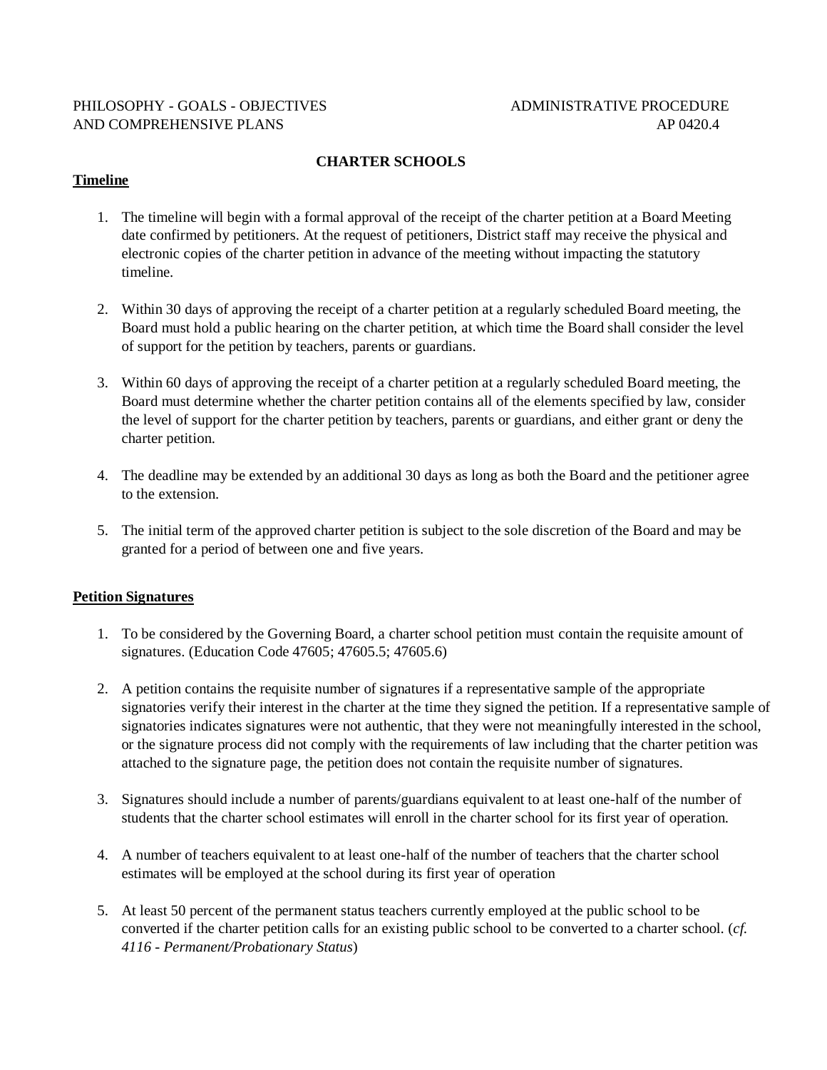PHILOSOPHY - GOALS - OBJECTIVES AND COMPREHENSIVE PLANS

ADMINISTRATIVE PROCEDURE AP 0420.4

# CHARTER SCHOOLS

## Timeline

1. The timeline will begin with a formal approval of the receipt of the charter petition at a Board Meeting date confirmed by petitioners. At the request of petitioners, District staff may receive the physical and electronic copies of the charter petition in advance of the meeting without impacting the statutory timeline.

2. Within 30 days of approving the receipt of a charter petition at a regularly scheduled Board meeting, the Board must hold a public hearing on the charter petition, at which time the Board shall consider the level of support for the petition by teachers, parents or guardians.

3. Within 60 days of approving the receipt of a charter petition at a regularly scheduled Board meeting, the Board must determine whether the charter petition contains all of the elements specified by law, consider the level of support for the charter petition by teachers, parents or guardians, and either grant or deny the charter petition.

4. The deadline may be extended by an additional 30 days as long as both the Board and the petitioner agree to the extension.

5. The initial term of the approved charter petition is subject to the sole discretion of the Board and may be granted for a period of between one and five years.

## Petition Signatures

1. To be considered by the Governing Board, a charter school petition must contain the requisite amount of signatures. (Education Code 47605; 47605.5; 47605.6)

2. A petition contains the requisite number of signatures if a representative sample of the appropriate signatories verify their interest in the charter at the time they signed the petition. If a representative sample of signatories indicates signatures were not authentic, that they were not meaningfully interested in the school, or the signature process did not comply with the requirements of law including that the charter petition was attached to the signature page, the petition does not contain the requisite number of signatures.

3. Signatures should include a number of parents/guardians equivalent to at least one-half of the number of students that the charter school estimates will enroll in the charter school for its first year of operation.

4. A number of teachers equivalent to at least one-half of the number of teachers that the charter school estimates will be employed at the school during its first year of operation

5. At least 50 percent of the permanent status teachers currently employed at the public school to be converted if the charter petition calls for an existing public school to be converted to a charter school. (*cf. 4116 - Permanent/Probationary Status*)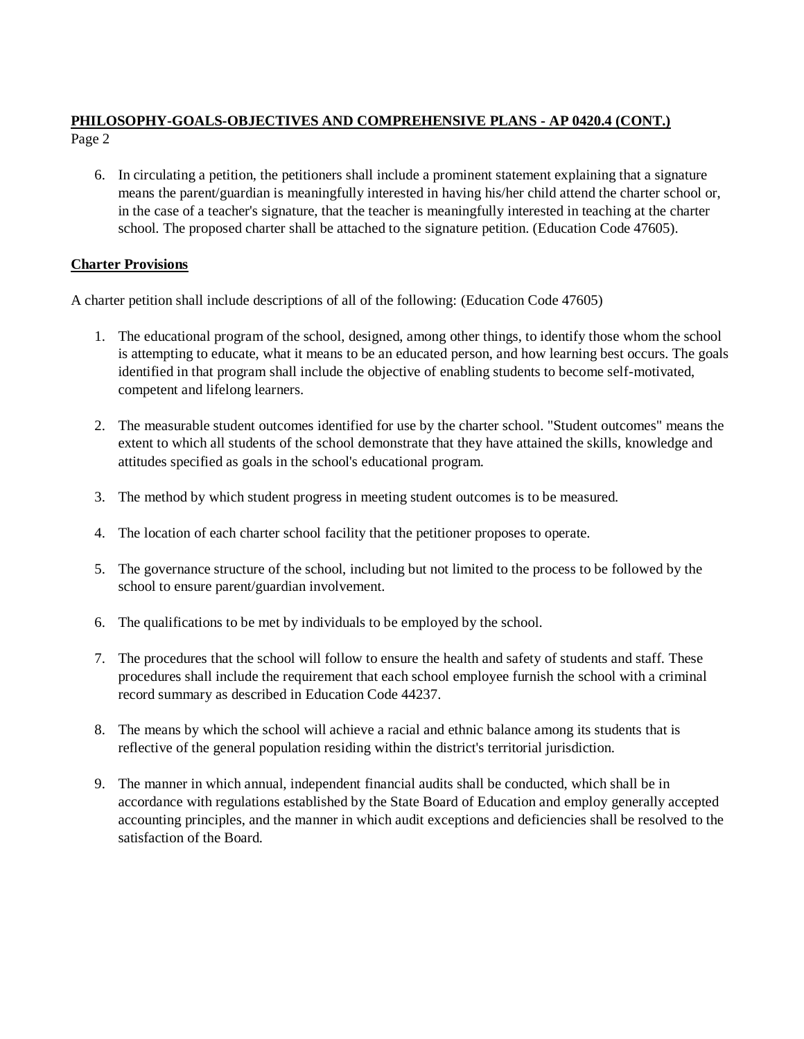6. In circulating a petition, the petitioners shall include a prominent statement explaining that a signature means the parent/guardian is meaningfully interested in having his/her child attend the charter school or, in the case of a teacher's signature, that the teacher is meaningfully interested in teaching at the charter school. The proposed charter shall be attached to the signature petition. (Education Code 47605).

## Charter Provisions

A charter petition shall include descriptions of all of the following: (Education Code 47605)

1. The educational program of the school, designed, among other things, to identify those whom the school is attempting to educate, what it means to be an educated person, and how learning best occurs. The goals identified in that program shall include the objective of enabling students to become self-motivated, competent and lifelong learners.

2. The measurable student outcomes identified for use by the charter school. "Student outcomes" means the extent to which all students of the school demonstrate that they have attained the skills, knowledge and attitudes specified as goals in the school's educational program.

3. The method by which student progress in meeting student outcomes is to be measured.

4. The location of each charter school facility that the petitioner proposes to operate.

5. The governance structure of the school, including but not limited to the process to be followed by the school to ensure parent/guardian involvement.

6. The qualifications to be met by individuals to be employed by the school.

7. The procedures that the school will follow to ensure the health and safety of students and staff. These procedures shall include the requirement that each school employee furnish the school with a criminal record summary as described in Education Code 44237.

8. The means by which the school will achieve a racial and ethnic balance among its students that is reflective of the general population residing within the district's territorial jurisdiction.

9. The manner in which annual, independent financial audits shall be conducted, which shall be in accordance with regulations established by the State Board of Education and employ generally accepted accounting principles, and the manner in which audit exceptions and deficiencies shall be resolved to the satisfaction of the Board.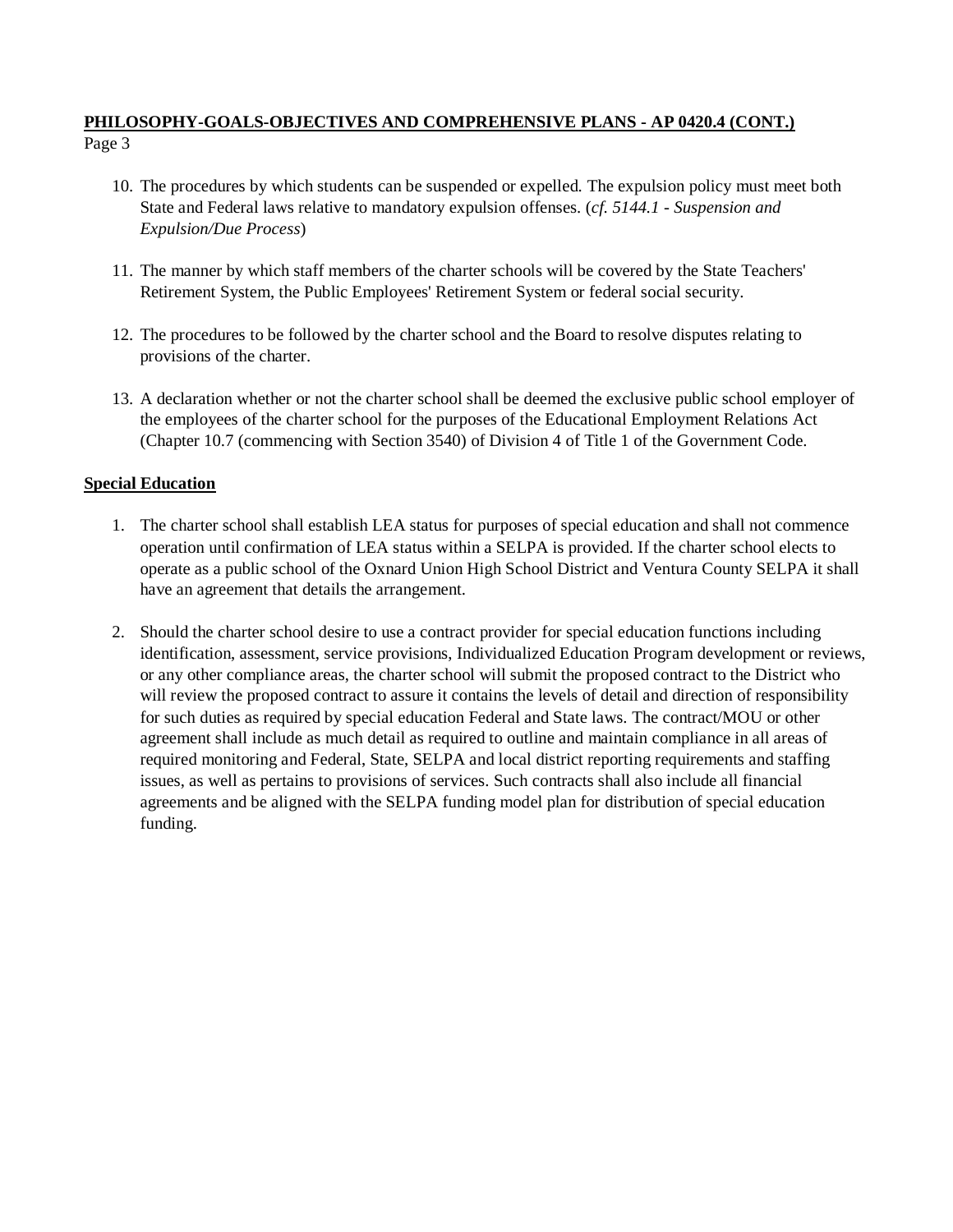10. The procedures by which students can be suspended or expelled. The expulsion policy must meet both State and Federal laws relative to mandatory expulsion offenses. (*cf. 5144.1 - Suspension and Expulsion/Due Process*)

11. The manner by which staff members of the charter schools will be covered by the State Teachers' Retirement System, the Public Employees' Retirement System or federal social security.

12. The procedures to be followed by the charter school and the Board to resolve disputes relating to provisions of the charter.

13. A declaration whether or not the charter school shall be deemed the exclusive public school employer of the employees of the charter school for the purposes of the Educational Employment Relations Act (Chapter 10.7 (commencing with Section 3540) of Division 4 of Title 1 of the Government Code.

## Special Education

1. The charter school shall establish LEA status for purposes of special education and shall not commence operation until confirmation of LEA status within a SELPA is provided. If the charter school elects to operate as a public school of the Oxnard Union High School District and Ventura County SELPA it shall have an agreement that details the arrangement.

2. Should the charter school desire to use a contract provider for special education functions including identification, assessment, service provisions, Individualized Education Program development or reviews, or any other compliance areas, the charter school will submit the proposed contract to the District who will review the proposed contract to assure it contains the levels of detail and direction of responsibility for such duties as required by special education Federal and State laws. The contract/MOU or other agreement shall include as much detail as required to outline and maintain compliance in all areas of required monitoring and Federal, State, SELPA and local district reporting requirements and staffing issues, as well as pertains to provisions of services. Such contracts shall also include all financial agreements and be aligned with the SELPA funding model plan for distribution of special education funding.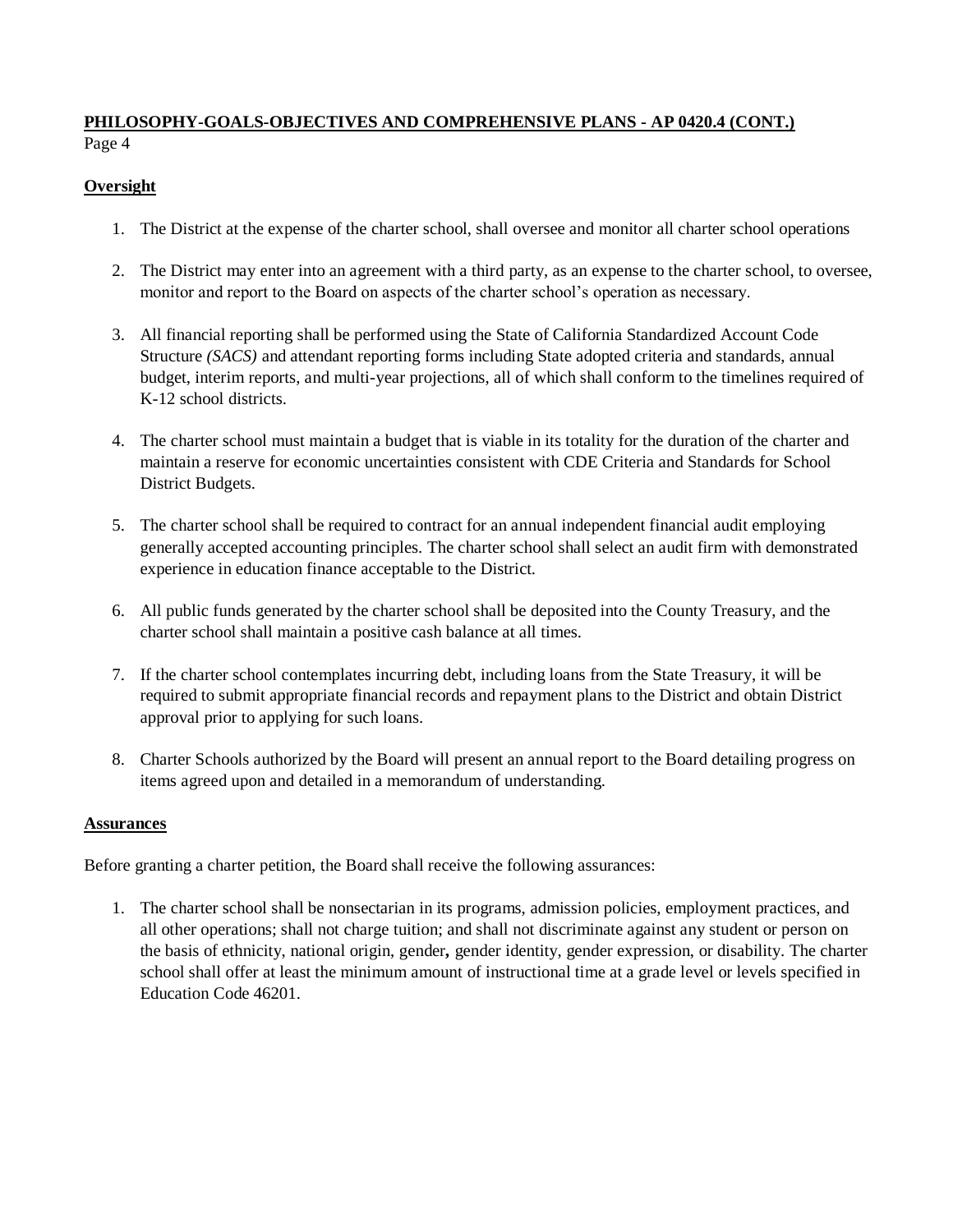**PHILOSOPHY-GOALS-OBJECTIVES AND COMPREHENSIVE PLANS - AP 0420.4 (CONT.)**

## Oversight

1. The District at the expense of the charter school, shall oversee and monitor all charter school operations
2. The District may enter into an agreement with a third party, as an expense to the charter school, to oversee, monitor and report to the Board on aspects of the charter school's operation as necessary.
3. All financial reporting shall be performed using the State of California Standardized Account Code Structure *(SACS)* and attendant reporting forms including State adopted criteria and standards, annual budget, interim reports, and multi-year projections, all of which shall conform to the timelines required of K-12 school districts.
4. The charter school must maintain a budget that is viable in its totality for the duration of the charter and maintain a reserve for economic uncertainties consistent with CDE Criteria and Standards for School District Budgets.
5. The charter school shall be required to contract for an annual independent financial audit employing generally accepted accounting principles. The charter school shall select an audit firm with demonstrated experience in education finance acceptable to the District.
6. All public funds generated by the charter school shall be deposited into the County Treasury, and the charter school shall maintain a positive cash balance at all times.
7. If the charter school contemplates incurring debt, including loans from the State Treasury, it will be required to submit appropriate financial records and repayment plans to the District and obtain District approval prior to applying for such loans.
8. Charter Schools authorized by the Board will present an annual report to the Board detailing progress on items agreed upon and detailed in a memorandum of understanding.

## Assurances

Before granting a charter petition, the Board shall receive the following assurances:

1. The charter school shall be nonsectarian in its programs, admission policies, employment practices, and all other operations; shall not charge tuition; and shall not discriminate against any student or person on the basis of ethnicity, national origin, gender**,** gender identity, gender expression, or disability. The charter school shall offer at least the minimum amount of instructional time at a grade level or levels specified in Education Code 46201.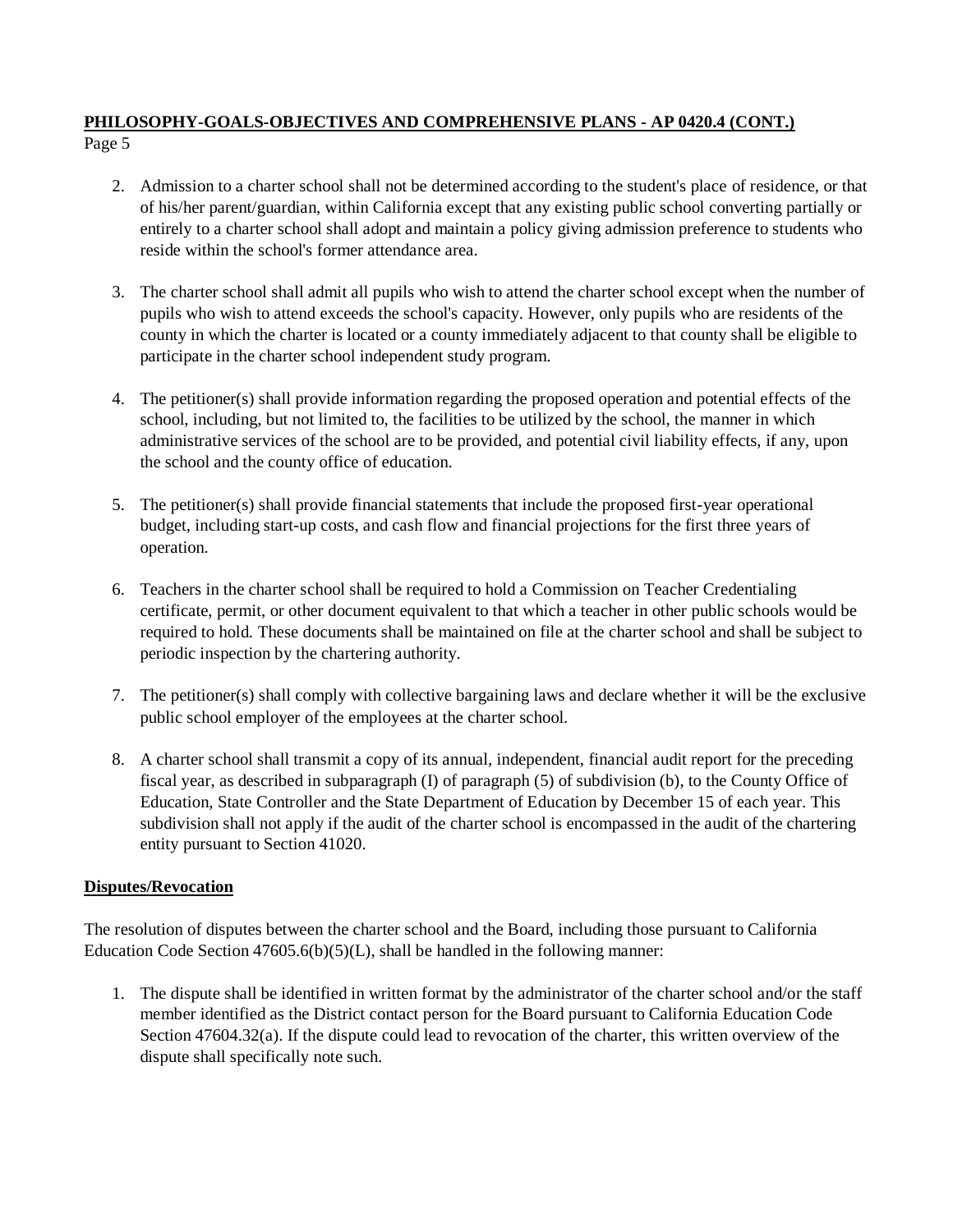2. Admission to a charter school shall not be determined according to the student's place of residence, or that of his/her parent/guardian, within California except that any existing public school converting partially or entirely to a charter school shall adopt and maintain a policy giving admission preference to students who reside within the school's former attendance area.

3. The charter school shall admit all pupils who wish to attend the charter school except when the number of pupils who wish to attend exceeds the school's capacity. However, only pupils who are residents of the county in which the charter is located or a county immediately adjacent to that county shall be eligible to participate in the charter school independent study program.

4. The petitioner(s) shall provide information regarding the proposed operation and potential effects of the school, including, but not limited to, the facilities to be utilized by the school, the manner in which administrative services of the school are to be provided, and potential civil liability effects, if any, upon the school and the county office of education.

5. The petitioner(s) shall provide financial statements that include the proposed first-year operational budget, including start-up costs, and cash flow and financial projections for the first three years of operation.

6. Teachers in the charter school shall be required to hold a Commission on Teacher Credentialing certificate, permit, or other document equivalent to that which a teacher in other public schools would be required to hold. These documents shall be maintained on file at the charter school and shall be subject to periodic inspection by the chartering authority.

7. The petitioner(s) shall comply with collective bargaining laws and declare whether it will be the exclusive public school employer of the employees at the charter school.

8. A charter school shall transmit a copy of its annual, independent, financial audit report for the preceding fiscal year, as described in subparagraph (I) of paragraph (5) of subdivision (b), to the County Office of Education, State Controller and the State Department of Education by December 15 of each year. This subdivision shall not apply if the audit of the charter school is encompassed in the audit of the chartering entity pursuant to Section 41020.

## Disputes/Revocation

The resolution of disputes between the charter school and the Board, including those pursuant to California Education Code Section 47605.6(b)(5)(L), shall be handled in the following manner:

1. The dispute shall be identified in written format by the administrator of the charter school and/or the staff member identified as the District contact person for the Board pursuant to California Education Code Section 47604.32(a). If the dispute could lead to revocation of the charter, this written overview of the dispute shall specifically note such.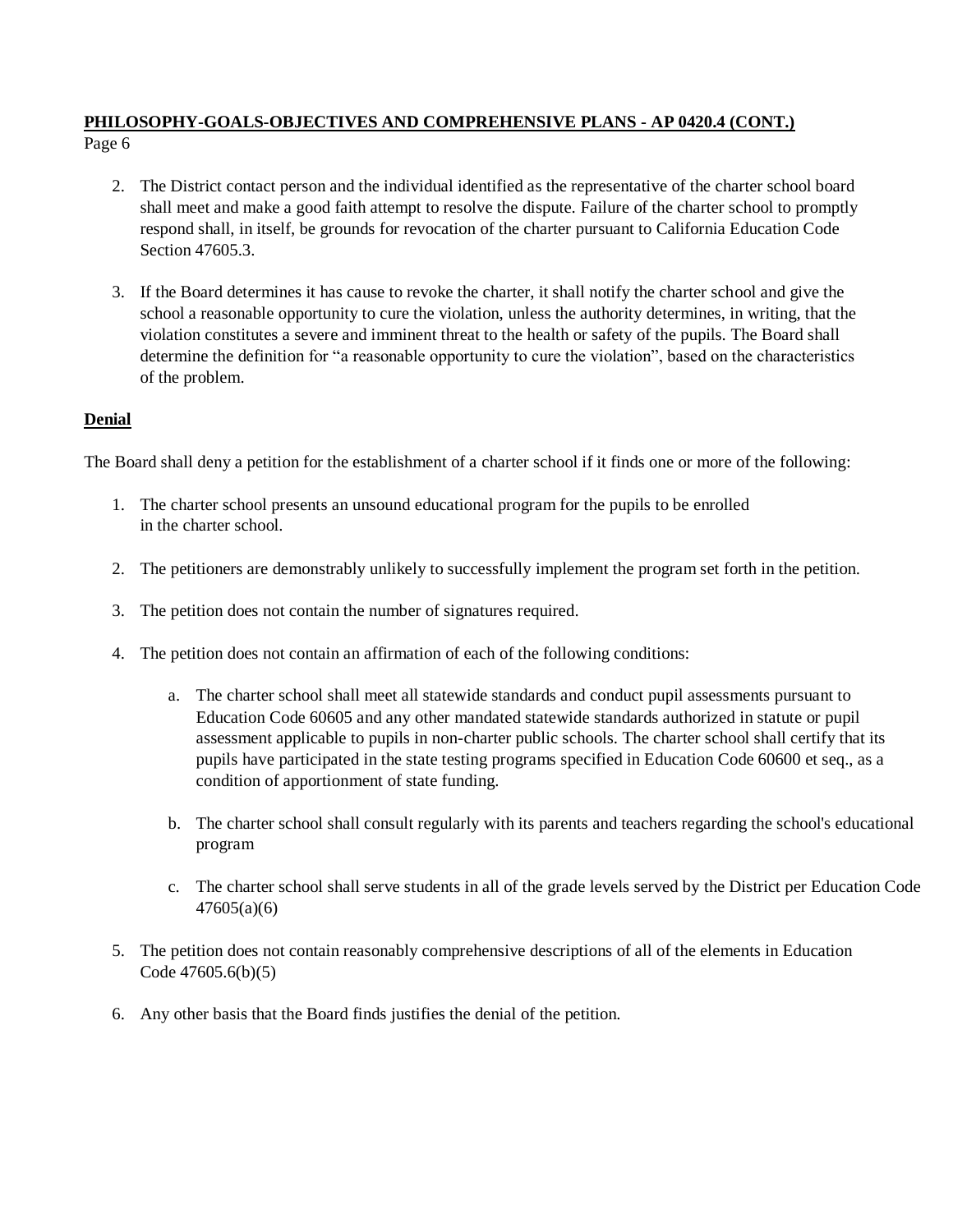2. The District contact person and the individual identified as the representative of the charter school board shall meet and make a good faith attempt to resolve the dispute. Failure of the charter school to promptly respond shall, in itself, be grounds for revocation of the charter pursuant to California Education Code Section 47605.3.

3. If the Board determines it has cause to revoke the charter, it shall notify the charter school and give the school a reasonable opportunity to cure the violation, unless the authority determines, in writing, that the violation constitutes a severe and imminent threat to the health or safety of the pupils. The Board shall determine the definition for "a reasonable opportunity to cure the violation", based on the characteristics of the problem.

## Denial

The Board shall deny a petition for the establishment of a charter school if it finds one or more of the following:

1. The charter school presents an unsound educational program for the pupils to be enrolled in the charter school.

2. The petitioners are demonstrably unlikely to successfully implement the program set forth in the petition.

3. The petition does not contain the number of signatures required.

4. The petition does not contain an affirmation of each of the following conditions:

   a. The charter school shall meet all statewide standards and conduct pupil assessments pursuant to Education Code 60605 and any other mandated statewide standards authorized in statute or pupil assessment applicable to pupils in non-charter public schools. The charter school shall certify that its pupils have participated in the state testing programs specified in Education Code 60600 et seq., as a condition of apportionment of state funding.

   b. The charter school shall consult regularly with its parents and teachers regarding the school's educational program

   c. The charter school shall serve students in all of the grade levels served by the District per Education Code 47605(a)(6)

5. The petition does not contain reasonably comprehensive descriptions of all of the elements in Education Code 47605.6(b)(5)

6. Any other basis that the Board finds justifies the denial of the petition.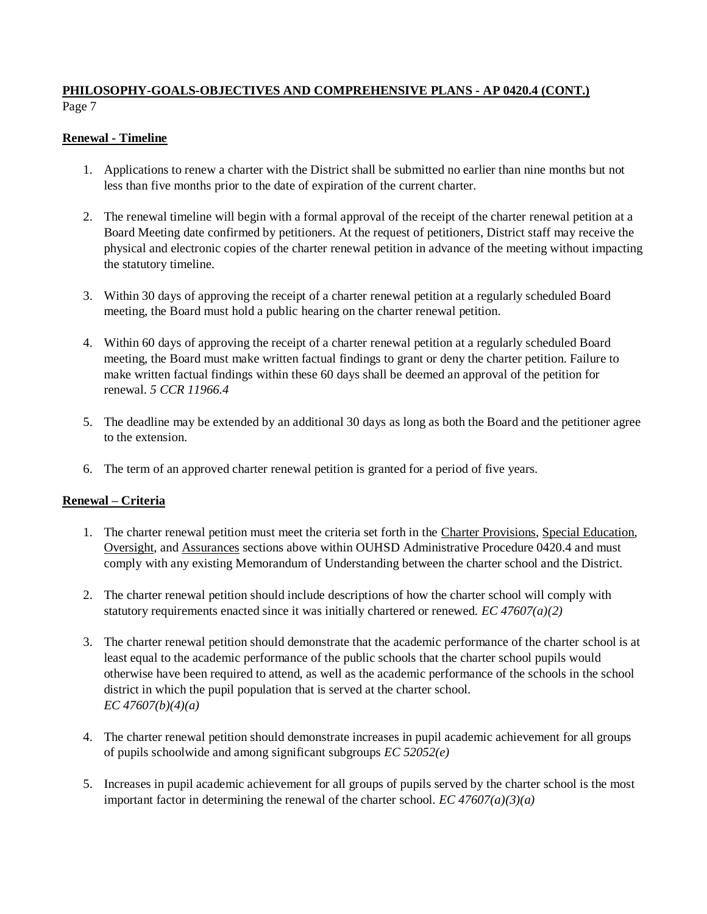## Renewal - Timeline

1. Applications to renew a charter with the District shall be submitted no earlier than nine months but not less than five months prior to the date of expiration of the current charter.

2. The renewal timeline will begin with a formal approval of the receipt of the charter renewal petition at a Board Meeting date confirmed by petitioners. At the request of petitioners, District staff may receive the physical and electronic copies of the charter renewal petition in advance of the meeting without impacting the statutory timeline.

3. Within 30 days of approving the receipt of a charter renewal petition at a regularly scheduled Board meeting, the Board must hold a public hearing on the charter renewal petition.

4. Within 60 days of approving the receipt of a charter renewal petition at a regularly scheduled Board meeting, the Board must make written factual findings to grant or deny the charter petition. Failure to make written factual findings within these 60 days shall be deemed an approval of the petition for renewal. *5 CCR 11966.4*

5. The deadline may be extended by an additional 30 days as long as both the Board and the petitioner agree to the extension.

6. The term of an approved charter renewal petition is granted for a period of five years.

## Renewal – Criteria

1. The charter renewal petition must meet the criteria set forth in the Charter Provisions, Special Education, Oversight, and Assurances sections above within OUHSD Administrative Procedure 0420.4 and must comply with any existing Memorandum of Understanding between the charter school and the District.

2. The charter renewal petition should include descriptions of how the charter school will comply with statutory requirements enacted since it was initially chartered or renewed. *EC 47607(a)(2)*

3. The charter renewal petition should demonstrate that the academic performance of the charter school is at least equal to the academic performance of the public schools that the charter school pupils would otherwise have been required to attend, as well as the academic performance of the schools in the school district in which the pupil population that is served at the charter school. *EC 47607(b)(4)(a)*

4. The charter renewal petition should demonstrate increases in pupil academic achievement for all groups of pupils schoolwide and among significant subgroups *EC 52052(e)*

5. Increases in pupil academic achievement for all groups of pupils served by the charter school is the most important factor in determining the renewal of the charter school. *EC 47607(a)(3)(a)*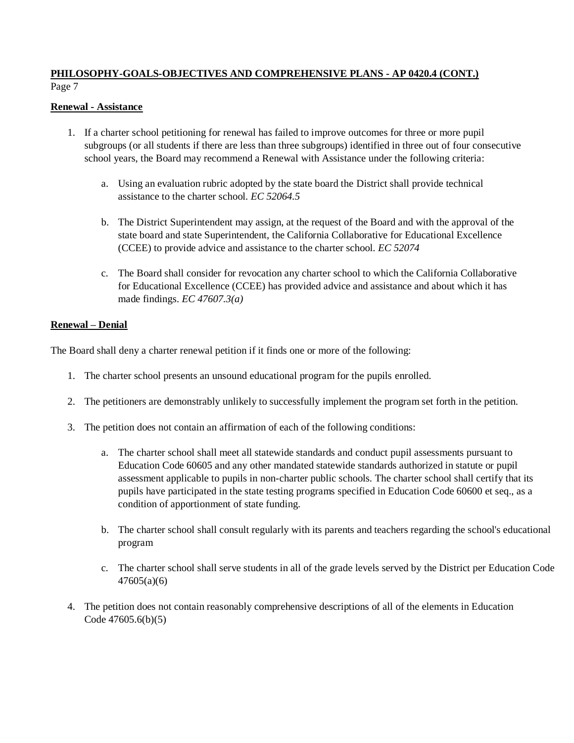### Renewal - Assistance

1. If a charter school petitioning for renewal has failed to improve outcomes for three or more pupil subgroups (or all students if there are less than three subgroups) identified in three out of four consecutive school years, the Board may recommend a Renewal with Assistance under the following criteria:

    a. Using an evaluation rubric adopted by the state board the District shall provide technical assistance to the charter school. *EC 52064.5*

    b. The District Superintendent may assign, at the request of the Board and with the approval of the state board and state Superintendent, the California Collaborative for Educational Excellence (CCEE) to provide advice and assistance to the charter school. *EC 52074*

    c. The Board shall consider for revocation any charter school to which the California Collaborative for Educational Excellence (CCEE) has provided advice and assistance and about which it has made findings. *EC 47607.3(a)*

### Renewal – Denial

The Board shall deny a charter renewal petition if it finds one or more of the following:

1. The charter school presents an unsound educational program for the pupils enrolled.

2. The petitioners are demonstrably unlikely to successfully implement the program set forth in the petition.

3. The petition does not contain an affirmation of each of the following conditions:

    a. The charter school shall meet all statewide standards and conduct pupil assessments pursuant to Education Code 60605 and any other mandated statewide standards authorized in statute or pupil assessment applicable to pupils in non-charter public schools. The charter school shall certify that its pupils have participated in the state testing programs specified in Education Code 60600 et seq., as a condition of apportionment of state funding.

    b. The charter school shall consult regularly with its parents and teachers regarding the school's educational program

    c. The charter school shall serve students in all of the grade levels served by the District per Education Code 47605(a)(6)

4. The petition does not contain reasonably comprehensive descriptions of all of the elements in Education Code 47605.6(b)(5)